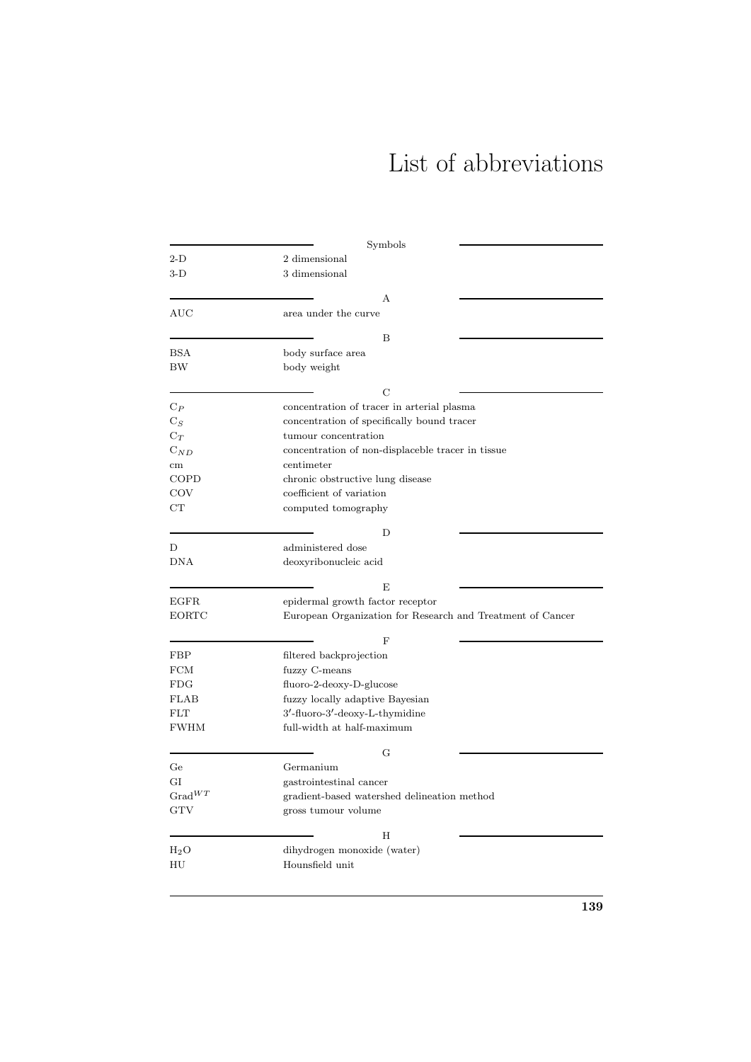# List of abbreviations

| Symbols | |
|---|---|
| 2-D | 2 dimensional |
| 3-D | 3 dimensional |
| **A** | |
| AUC | area under the curve |
| **B** | |
| BSA | body surface area |
| BW | body weight |
| **C** | |
| $C_P$ | concentration of tracer in arterial plasma |
| $C_S$ | concentration of specifically bound tracer |
| $C_T$ | tumour concentration |
| $C_{ND}$ | concentration of non-displaceble tracer in tissue |
| cm | centimeter |
| COPD | chronic obstructive lung disease |
| COV | coefficient of variation |
| CT | computed tomography |
| **D** | |
| D | administered dose |
| DNA | deoxyribonucleic acid |
| **E** | |
| EGFR | epidermal growth factor receptor |
| EORTC | European Organization for Research and Treatment of Cancer |
| **F** | |
| FBP | filtered backprojection |
| FCM | fuzzy C-means |
| FDG | fluoro-2-deoxy-D-glucose |
| FLAB | fuzzy locally adaptive Bayesian |
| FLT | 3′-fluoro-3′-deoxy-L-thymidine |
| FWHM | full-width at half-maximum |
| **G** | |
| Ge | Germanium |
| GI | gastrointestinal cancer |
| $\text{Grad}^{WT}$ | gradient-based watershed delineation method |
| GTV | gross tumour volume |
| **H** | |
| $H_2O$ | dihydrogen monoxide (water) |
| HU | Hounsfield unit |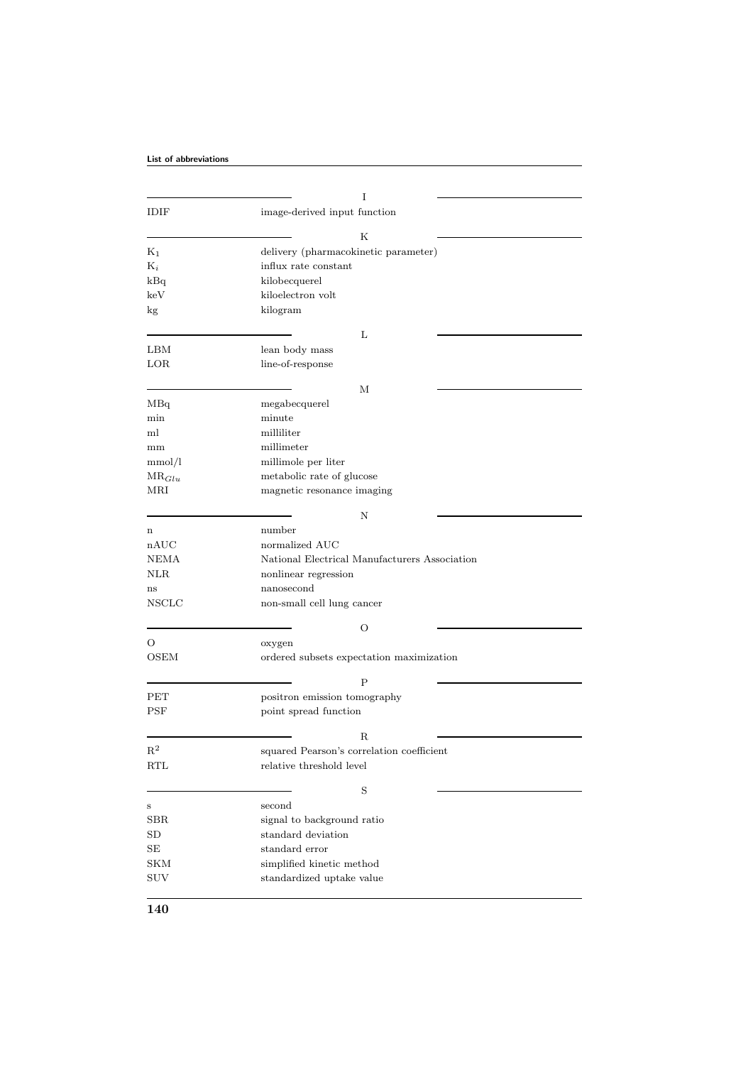### I

| | |
|---|---|
| IDIF | image-derived input function |

### K

| | |
|---|---|
| $K_1$ | delivery (pharmacokinetic parameter) |
| $K_i$ | influx rate constant |
| kBq | kilobecquerel |
| keV | kiloelectron volt |
| kg | kilogram |

### L

| | |
|---|---|
| LBM | lean body mass |
| LOR | line-of-response |

### M

| | |
|---|---|
| MBq | megabecquerel |
| min | minute |
| ml | milliliter |
| mm | millimeter |
| mmol/l | millimole per liter |
| $MR_{Glu}$ | metabolic rate of glucose |
| MRI | magnetic resonance imaging |

### N

| | |
|---|---|
| n | number |
| nAUC | normalized AUC |
| NEMA | National Electrical Manufacturers Association |
| NLR | nonlinear regression |
| ns | nanosecond |
| NSCLC | non-small cell lung cancer |

### O

| | |
|---|---|
| O | oxygen |
| OSEM | ordered subsets expectation maximization |

### P

| | |
|---|---|
| PET | positron emission tomography |
| PSF | point spread function |

### R

| | |
|---|---|
| $R^2$ | squared Pearson's correlation coefficient |
| RTL | relative threshold level |

### S

| | |
|---|---|
| s | second |
| SBR | signal to background ratio |
| SD | standard deviation |
| SE | standard error |
| SKM | simplified kinetic method |
| SUV | standardized uptake value |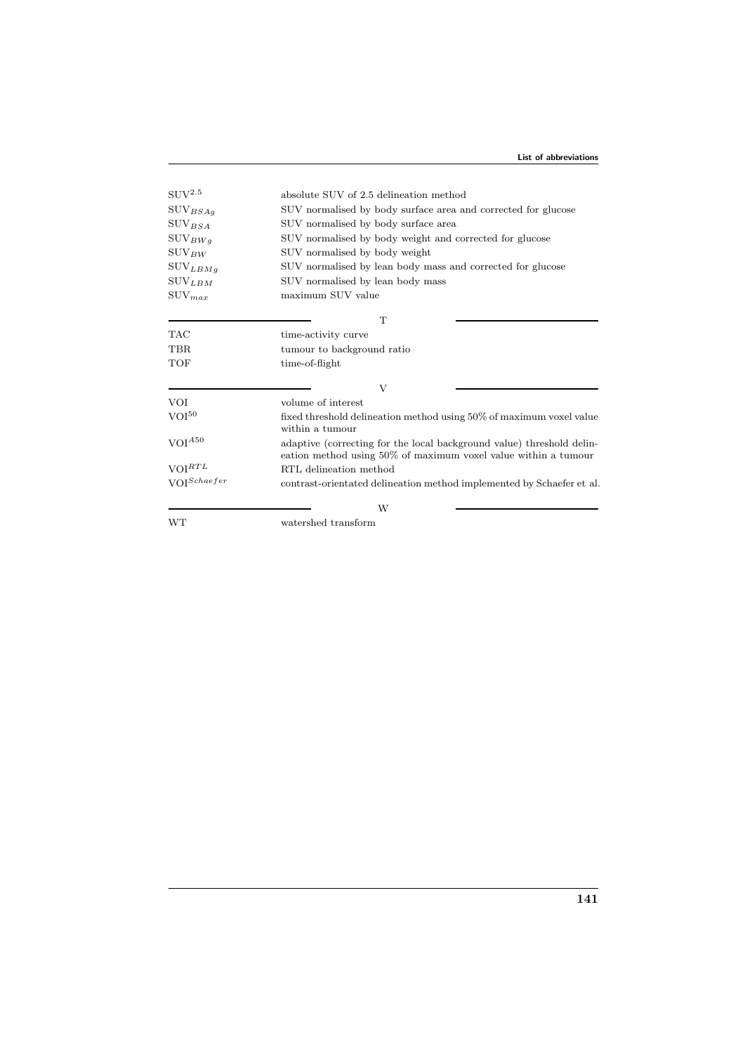| | |
|---|---|
| $SUV^{2.5}$ | absolute SUV of 2.5 delineation method |
| $SUV_{BSAg}$ | SUV normalised by body surface area and corrected for glucose |
| $SUV_{BSA}$ | SUV normalised by body surface area |
| $SUV_{BWg}$ | SUV normalised by body weight and corrected for glucose |
| $SUV_{BW}$ | SUV normalised by body weight |
| $SUV_{LBMg}$ | SUV normalised by lean body mass and corrected for glucose |
| $SUV_{LBM}$ | SUV normalised by lean body mass |
| $SUV_{max}$ | maximum SUV value |

## T

| | |
|---|---|
| TAC | time-activity curve |
| TBR | tumour to background ratio |
| TOF | time-of-flight |

## V

| | |
|---|---|
| VOI | volume of interest |
| $VOI^{50}$ | fixed threshold delineation method using 50% of maximum voxel value within a tumour |
| $VOI^{A50}$ | adaptive (correcting for the local background value) threshold delineation method using 50% of maximum voxel value within a tumour |
| $VOI^{RTL}$ | RTL delineation method |
| $VOI^{Schaefer}$ | contrast-orientated delineation method implemented by Schaefer et al. |

## W

| | |
|---|---|
| WT | watershed transform |